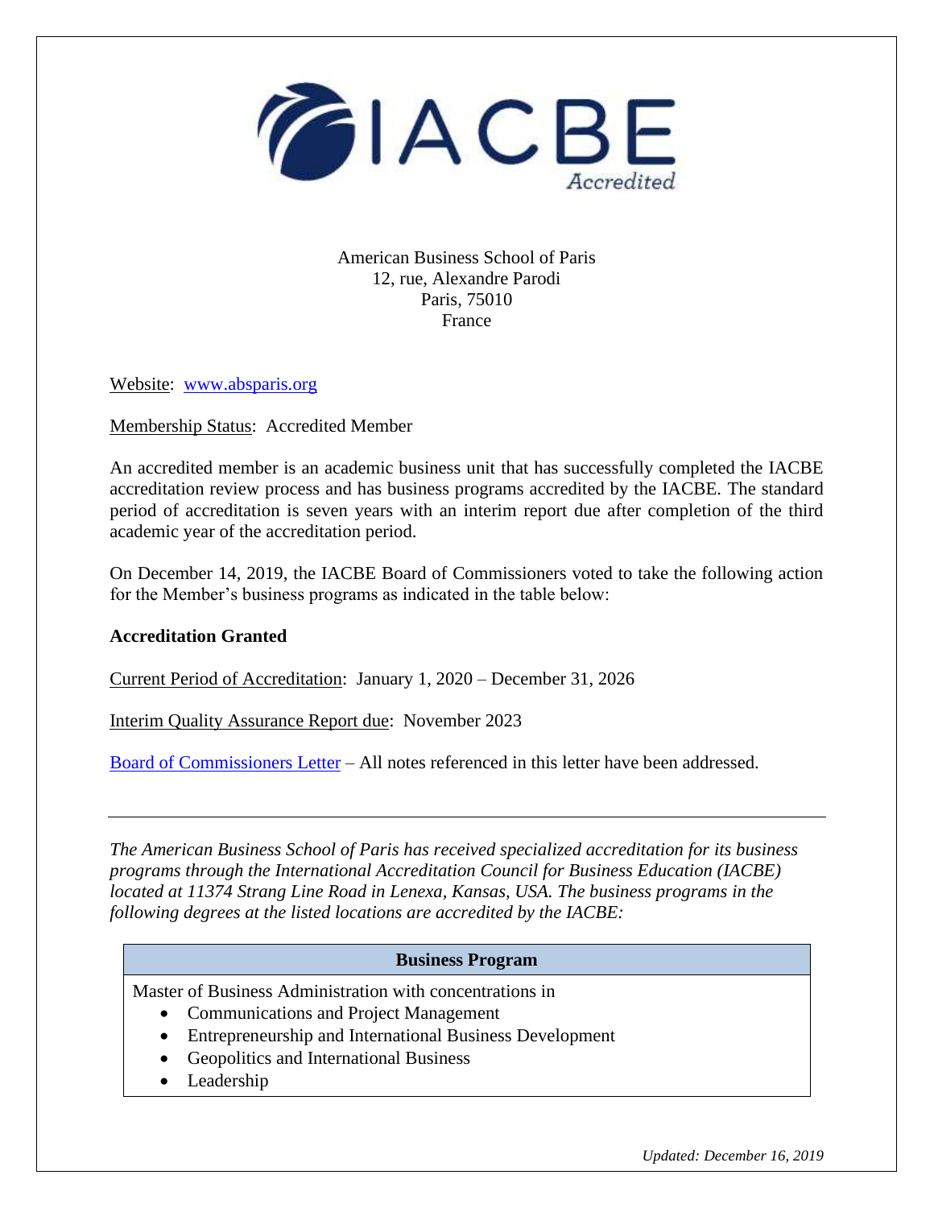IACBE Accredited

American Business School of Paris
12, rue, Alexandre Parodi
Paris, 75010
France

Website: www.absparis.org

Membership Status: Accredited Member

An accredited member is an academic business unit that has successfully completed the IACBE accreditation review process and has business programs accredited by the IACBE. The standard period of accreditation is seven years with an interim report due after completion of the third academic year of the accreditation period.

On December 14, 2019, the IACBE Board of Commissioners voted to take the following action for the Member's business programs as indicated in the table below:

**Accreditation Granted**

Current Period of Accreditation: January 1, 2020 – December 31, 2026

Interim Quality Assurance Report due: November 2023

Board of Commissioners Letter – All notes referenced in this letter have been addressed.

---

*The American Business School of Paris has received specialized accreditation for its business programs through the International Accreditation Council for Business Education (IACBE) located at 11374 Strang Line Road in Lenexa, Kansas, USA. The business programs in the following degrees at the listed locations are accredited by the IACBE:*

| Business Program |
|---|
| Master of Business Administration with concentrations in<br>• Communications and Project Management<br>• Entrepreneurship and International Business Development<br>• Geopolitics and International Business<br>• Leadership |

*Updated: December 16, 2019*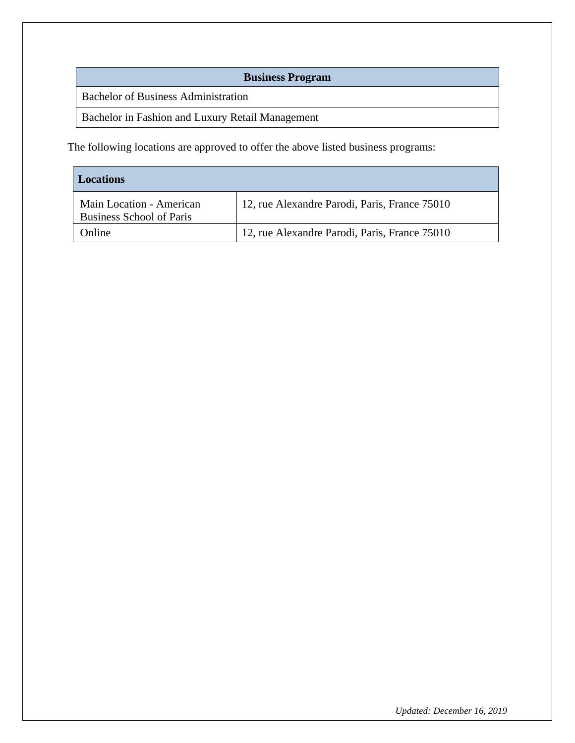| Business Program |
| --- |
| Bachelor of Business Administration |
| Bachelor in Fashion and Luxury Retail Management |

The following locations are approved to offer the above listed business programs:

| Locations | |
| --- | --- |
| Main Location - American Business School of Paris | 12, rue Alexandre Parodi, Paris, France 75010 |
| Online | 12, rue Alexandre Parodi, Paris, France 75010 |

*Updated: December 16, 2019*